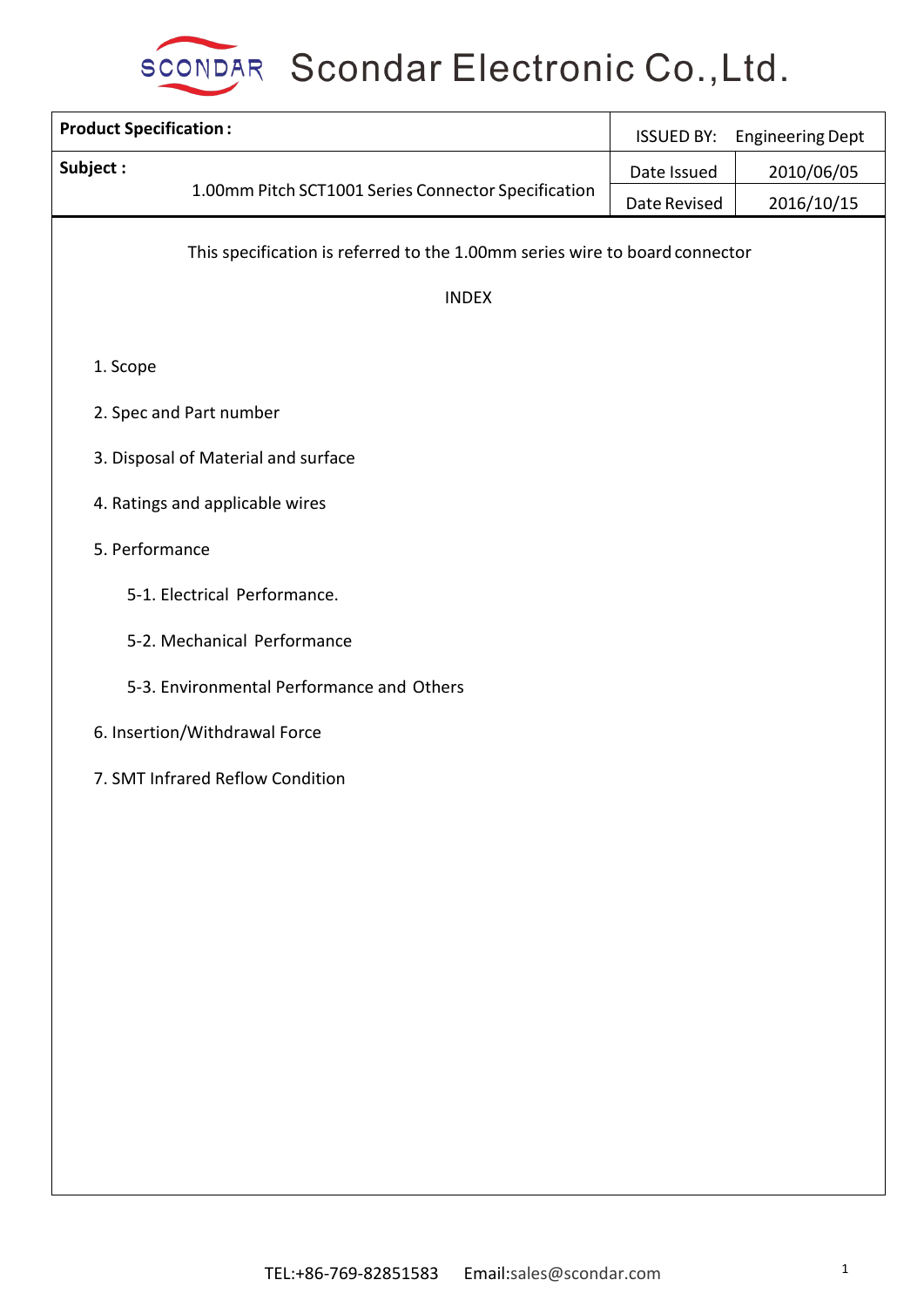# Scondar Electronic Co.,Ltd.

| **Product Specification :** | ISSUED BY: | Engineering Dept |
|---|---|---|
| **Subject :** 1.00mm Pitch SCT1001 Series Connector Specification | Date Issued | 2010/06/05 |
| | Date Revised | 2016/10/15 |

This specification is referred to the 1.00mm series wire to board connector

INDEX

1. Scope
2. Spec and Part number
3. Disposal of Material and surface
4. Ratings and applicable wires
5. Performance
    - 5-1. Electrical Performance.
    - 5-2. Mechanical Performance
    - 5-3. Environmental Performance and Others
6. Insertion/Withdrawal Force
7. SMT Infrared Reflow Condition

TEL:+86-769-82851583 Email:sales@scondar.com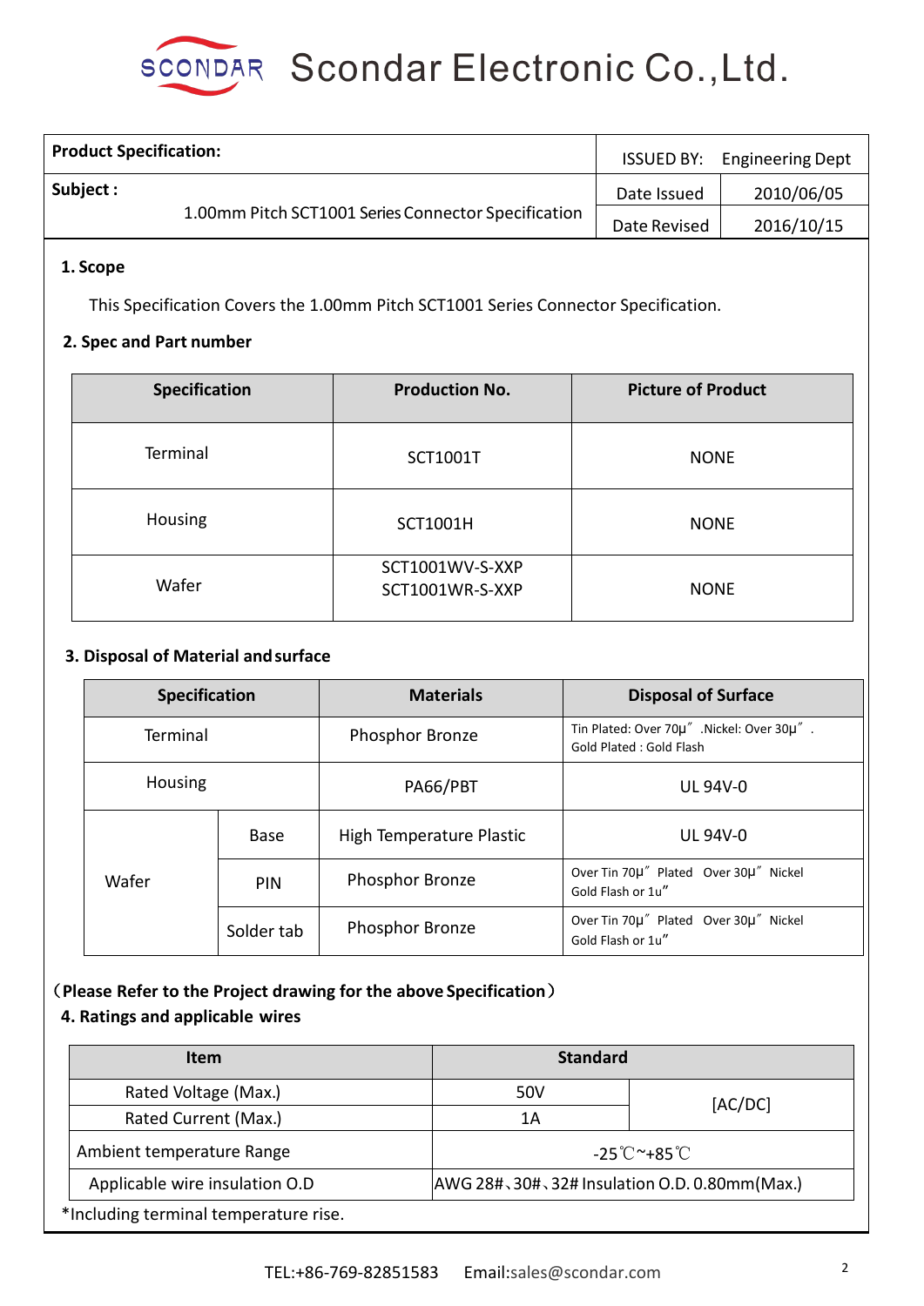# Scondar Electronic Co.,Ltd.

| Product Specification: | ISSUED BY: | Engineering Dept |
|---|---|---|
| Subject : 1.00mm Pitch SCT1001 Series Connector Specification | Date Issued | 2010/06/05 |
| | Date Revised | 2016/10/15 |

**1. Scope**

This Specification Covers the 1.00mm Pitch SCT1001 Series Connector Specification.

**2. Spec and Part number**

| Specification | Production No. | Picture of Product |
|---|---|---|
| Terminal | SCT1001T | NONE |
| Housing | SCT1001H | NONE |
| Wafer | SCT1001WV-S-XXP<br>SCT1001WR-S-XXP | NONE |

**3. Disposal of Material and surface**

| Specification | | Materials | Disposal of Surface |
|---|---|---|---|
| Terminal | | Phosphor Bronze | Tin Plated: Over 70μ" .Nickel: Over 30μ" . Gold Plated : Gold Flash |
| Housing | | PA66/PBT | UL 94V-0 |
| Wafer | Base | High Temperature Plastic | UL 94V-0 |
| | PIN | Phosphor Bronze | Over Tin 70μ" Plated Over 30μ" Nickel Gold Flash or 1u" |
| | Solder tab | Phosphor Bronze | Over Tin 70μ" Plated Over 30μ" Nickel Gold Flash or 1u" |

（**Please Refer to the Project drawing for the above Specification**）

**4. Ratings and applicable wires**

| Item | Standard | |
|---|---|---|
| Rated Voltage (Max.) | 50V | [AC/DC] |
| Rated Current (Max.) | 1A | |
| Ambient temperature Range | -25℃~+85℃ | |
| Applicable wire insulation O.D | AWG 28#、30#、32# Insulation O.D. 0.80mm(Max.) | |

*Including terminal temperature rise.

TEL:+86-769-82851583 Email:sales@scondar.com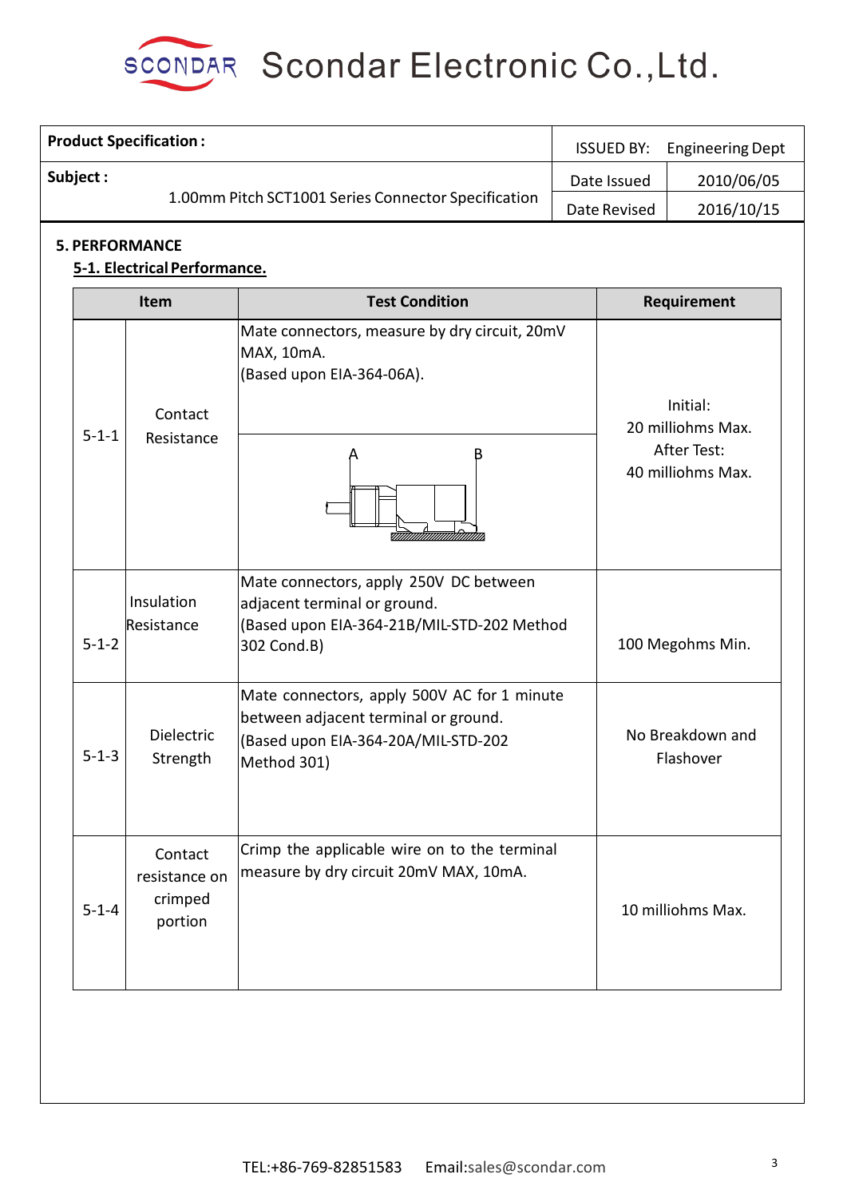| Product Specification : | ISSUED BY: | Engineering Dept |
|---|---|---|
| Subject : 1.00mm Pitch SCT1001 Series Connector Specification | Date Issued | 2010/06/05 |
| | Date Revised | 2016/10/15 |

## 5. PERFORMANCE

### 5-1. Electrical Performance.

| Item | | Test Condition | Requirement |
|---|---|---|---|
| 5-1-1 | Contact Resistance | Mate connectors, measure by dry circuit, 20mV MAX, 10mA. (Based upon EIA-364-06A). A B | Initial: 20 milliohms Max. After Test: 40 milliohms Max. |
| 5-1-2 | Insulation Resistance | Mate connectors, apply 250V DC between adjacent terminal or ground. (Based upon EIA-364-21B/MIL-STD-202 Method 302 Cond.B) | 100 Megohms Min. |
| 5-1-3 | Dielectric Strength | Mate connectors, apply 500V AC for 1 minute between adjacent terminal or ground. (Based upon EIA-364-20A/MIL-STD-202 Method 301) | No Breakdown and Flashover |
| 5-1-4 | Contact resistance on crimped portion | Crimp the applicable wire on to the terminal measure by dry circuit 20mV MAX, 10mA. | 10 milliohms Max. |

TEL:+86-769-82851583 Email:sales@scondar.com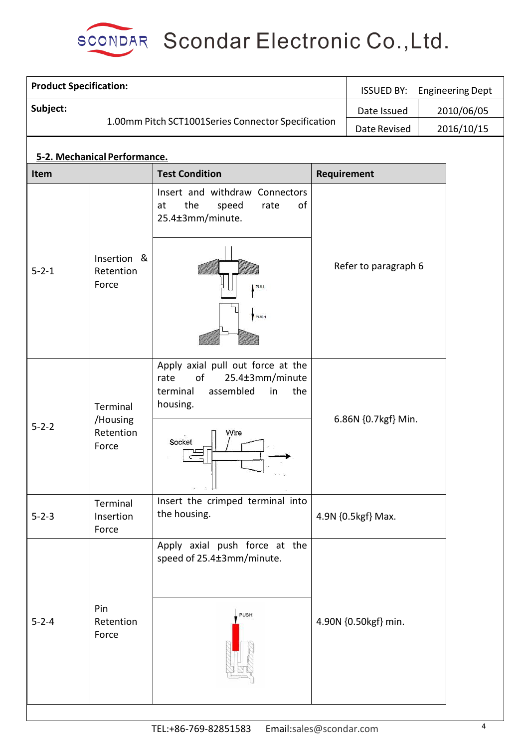| **Product Specification:** | ISSUED BY: Engineering Dept | |
|---|---|---|
| **Subject:** 1.00mm Pitch SCT1001Series Connector Specification | Date Issued | 2010/06/05 |
| | Date Revised | 2016/10/15 |

## 5-2. Mechanical Performance.

| Item | | Test Condition | Requirement |
|---|---|---|---|
| 5-2-1 | Insertion & Retention Force | Insert and withdraw Connectors at the speed rate of 25.4±3mm/minute. | Refer to paragraph 6 |
| 5-2-2 | Terminal /Housing Retention Force | Apply axial pull out force at the rate of 25.4±3mm/minute terminal assembled in the housing. | 6.86N {0.7kgf} Min. |
| 5-2-3 | Terminal Insertion Force | Insert the crimped terminal into the housing. | 4.9N {0.5kgf} Max. |
| 5-2-4 | Pin Retention Force | Apply axial push force at the speed of 25.4±3mm/minute. | 4.90N {0.50kgf} min. |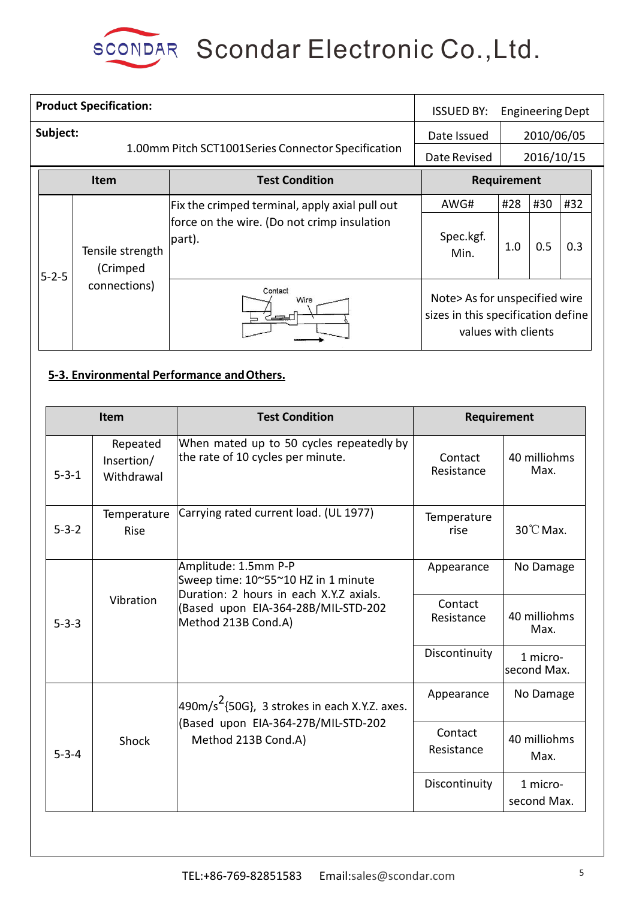# Scondar Electronic Co.,Ltd.

| Product Specification: | ISSUED BY: | Engineering Dept |
|---|---|---|
| Subject: 1.00mm Pitch SCT1001Series Connector Specification | Date Issued | 2010/06/05 |
| | Date Revised | 2016/10/15 |

| Item | | Test Condition | Requirement | | | |
|---|---|---|---|---|---|---|
| 5-2-5 | Tensile strength (Crimped connections) | Fix the crimped terminal, apply axial pull out force on the wire. (Do not crimp insulation part). | AWG# | #28 | #30 | #32 |
| | | | Spec.kgf. Min. | 1.0 | 0.5 | 0.3 |
| | | Contact / Wire | Note> As for unspecified wire sizes in this specification define values with clients | | | |

## 5-3. Environmental Performance and Others.

| Item | | Test Condition | Requirement | |
|---|---|---|---|---|
| 5-3-1 | Repeated Insertion/ Withdrawal | When mated up to 50 cycles repeatedly by the rate of 10 cycles per minute. | Contact Resistance | 40 milliohms Max. |
| 5-3-2 | Temperature Rise | Carrying rated current load. (UL 1977) | Temperature rise | 30℃ Max. |
| 5-3-3 | Vibration | Amplitude: 1.5mm P-P<br>Sweep time: 10~55~10 HZ in 1 minute<br>Duration: 2 hours in each X.Y.Z axials.<br>(Based upon EIA-364-28B/MIL-STD-202 Method 213B Cond.A) | Appearance | No Damage |
| | | | Contact Resistance | 40 milliohms Max. |
| | | | Discontinuity | 1 micro-second Max. |
| 5-3-4 | Shock | $490m/s^2${50G}, 3 strokes in each X.Y.Z. axes.<br>(Based upon EIA-364-27B/MIL-STD-202 Method 213B Cond.A) | Appearance | No Damage |
| | | | Contact Resistance | 40 milliohms Max. |
| | | | Discontinuity | 1 micro-second Max. |

TEL:+86-769-82851583 Email:sales@scondar.com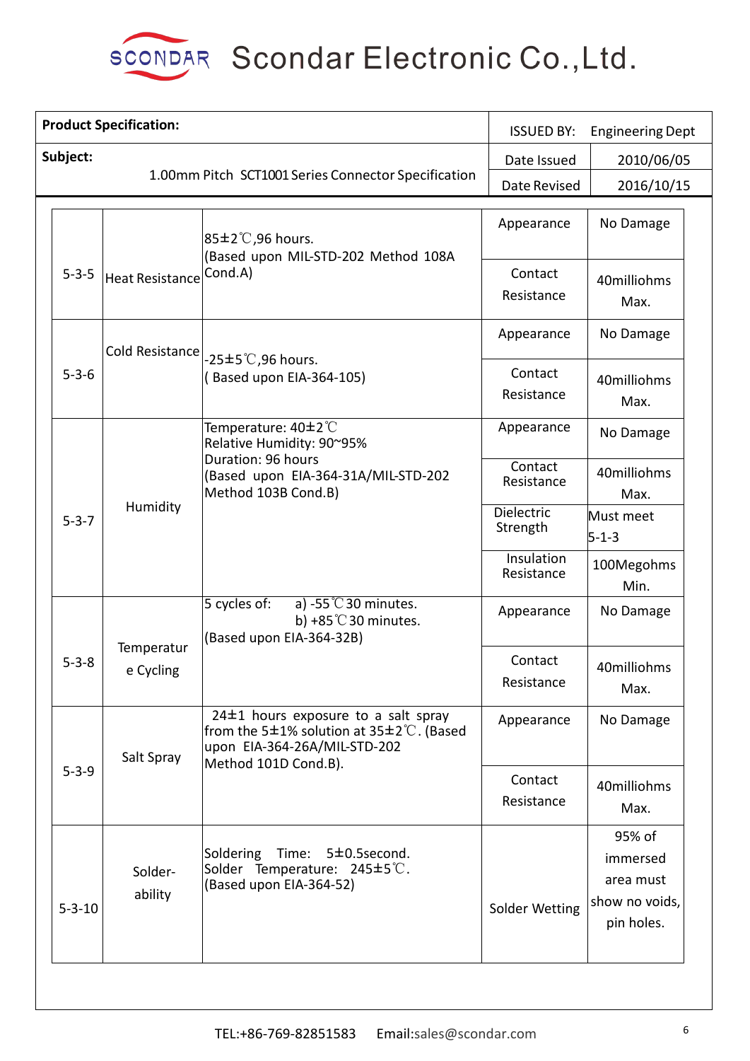# Scondar Electronic Co.,Ltd.

| **Product Specification:** | ISSUED BY: | Engineering Dept |
|---|---|---|
| **Subject:** 1.00mm Pitch SCT1001 Series Connector Specification | Date Issued | 2010/06/05 |
| | Date Revised | 2016/10/15 |

| | | | | |
|---|---|---|---|---|
| 5-3-5 | Heat Resistance | 85±2℃,96 hours. (Based upon MIL-STD-202 Method 108A Cond.A) | Appearance | No Damage |
| | | | Contact Resistance | 40milliohms Max. |
| 5-3-6 | Cold Resistance | -25±5℃,96 hours. ( Based upon EIA-364-105) | Appearance | No Damage |
| | | | Contact Resistance | 40milliohms Max. |
| 5-3-7 | Humidity | Temperature: 40±2℃<br>Relative Humidity: 90~95%<br>Duration: 96 hours<br>(Based upon EIA-364-31A/MIL-STD-202 Method 103B Cond.B) | Appearance | No Damage |
| | | | Contact Resistance | 40milliohms Max. |
| | | | Dielectric Strength | Must meet 5-1-3 |
| | | | Insulation Resistance | 100Megohms Min. |
| 5-3-8 | Temperature Cycling | 5 cycles of: a) -55℃30 minutes. b) +85℃30 minutes.<br>(Based upon EIA-364-32B) | Appearance | No Damage |
| | | | Contact Resistance | 40milliohms Max. |
| 5-3-9 | Salt Spray | 24±1 hours exposure to a salt spray from the 5±1% solution at 35±2℃. (Based upon EIA-364-26A/MIL-STD-202 Method 101D Cond.B). | Appearance | No Damage |
| | | | Contact Resistance | 40milliohms Max. |
| 5-3-10 | Solder-ability | Soldering Time: 5±0.5second.<br>Solder Temperature: 245±5℃.<br>(Based upon EIA-364-52) | Solder Wetting | 95% of immersed area must show no voids, pin holes. |

TEL:+86-769-82851583 Email:sales@scondar.com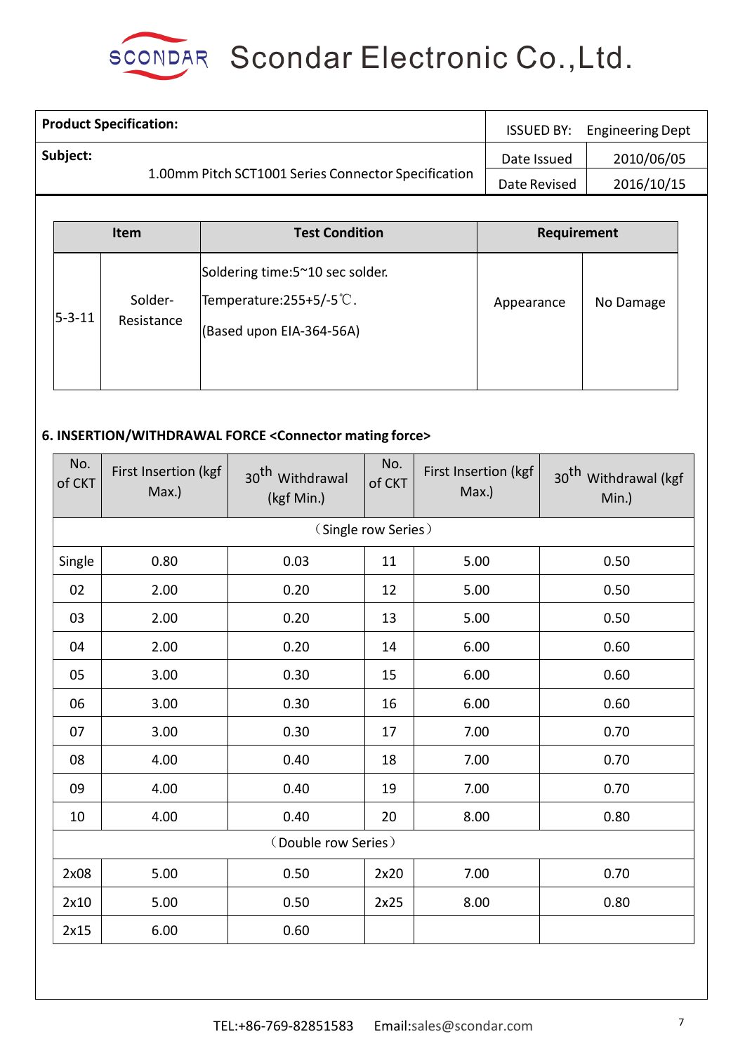| **Product Specification:** | ISSUED BY: | Engineering Dept |
|---|---|---|
| **Subject:** 1.00mm Pitch SCT1001 Series Connector Specification | Date Issued | 2010/06/05 |
| | Date Revised | 2016/10/15 |

| Item | | Test Condition | Requirement | |
|---|---|---|---|---|
| 5-3-11 | Solder-Resistance | Soldering time:5~10 sec solder.<br>Temperature:255+5/-5℃.<br>(Based upon EIA-364-56A) | Appearance | No Damage |

**6. INSERTION/WITHDRAWAL FORCE <Connector mating force>**

| No. of CKT | First Insertion (kgf Max.) | 30th Withdrawal (kgf Min.) | No. of CKT | First Insertion (kgf Max.) | 30th Withdrawal (kgf Min.) |
|---|---|---|---|---|---|
| （Single row Series） | | | | | |
| Single | 0.80 | 0.03 | 11 | 5.00 | 0.50 |
| 02 | 2.00 | 0.20 | 12 | 5.00 | 0.50 |
| 03 | 2.00 | 0.20 | 13 | 5.00 | 0.50 |
| 04 | 2.00 | 0.20 | 14 | 6.00 | 0.60 |
| 05 | 3.00 | 0.30 | 15 | 6.00 | 0.60 |
| 06 | 3.00 | 0.30 | 16 | 6.00 | 0.60 |
| 07 | 3.00 | 0.30 | 17 | 7.00 | 0.70 |
| 08 | 4.00 | 0.40 | 18 | 7.00 | 0.70 |
| 09 | 4.00 | 0.40 | 19 | 7.00 | 0.70 |
| 10 | 4.00 | 0.40 | 20 | 8.00 | 0.80 |
| （Double row Series） | | | | | |
| 2x08 | 5.00 | 0.50 | 2x20 | 7.00 | 0.70 |
| 2x10 | 5.00 | 0.50 | 2x25 | 8.00 | 0.80 |
| 2x15 | 6.00 | 0.60 | | | |

TEL:+86-769-82851583 Email:sales@scondar.com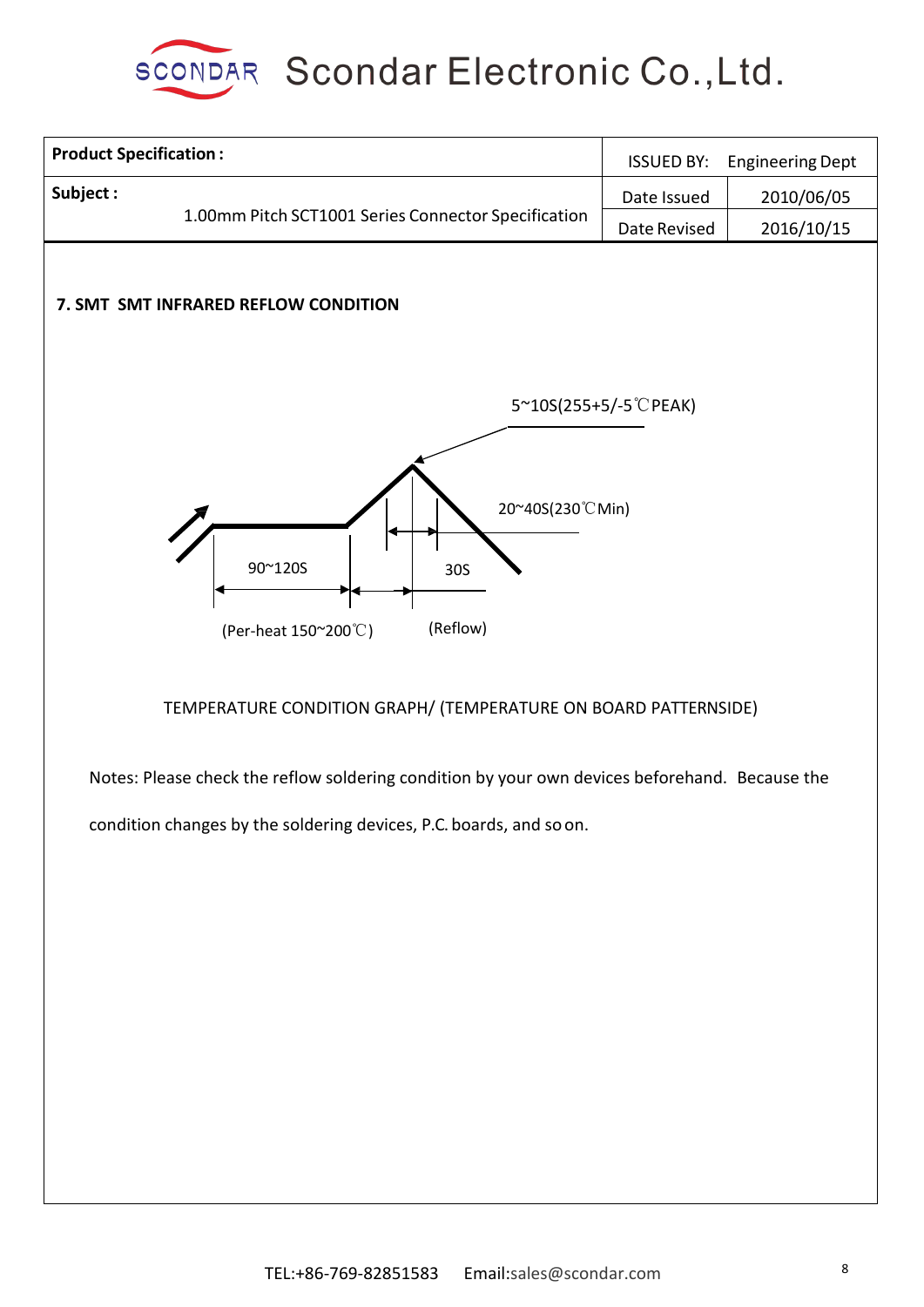**Product Specification :**

| | | |
|---|---|---|
| **Subject :** 1.00mm Pitch SCT1001 Series Connector Specification | ISSUED BY: | Engineering Dept |
| | Date Issued | 2010/06/05 |
| | Date Revised | 2016/10/15 |

## 7. SMT SMT INFRARED REFLOW CONDITION

5~10S(255+5/-5℃PEAK)

20~40S(230℃Min)

90~120S

30S

(Per-heat 150~200℃)

(Reflow)

TEMPERATURE CONDITION GRAPH/ (TEMPERATURE ON BOARD PATTERNSIDE)

Notes: Please check the reflow soldering condition by your own devices beforehand. Because the condition changes by the soldering devices, P.C. boards, and so on.

TEL:+86-769-82851583 Email:sales@scondar.com